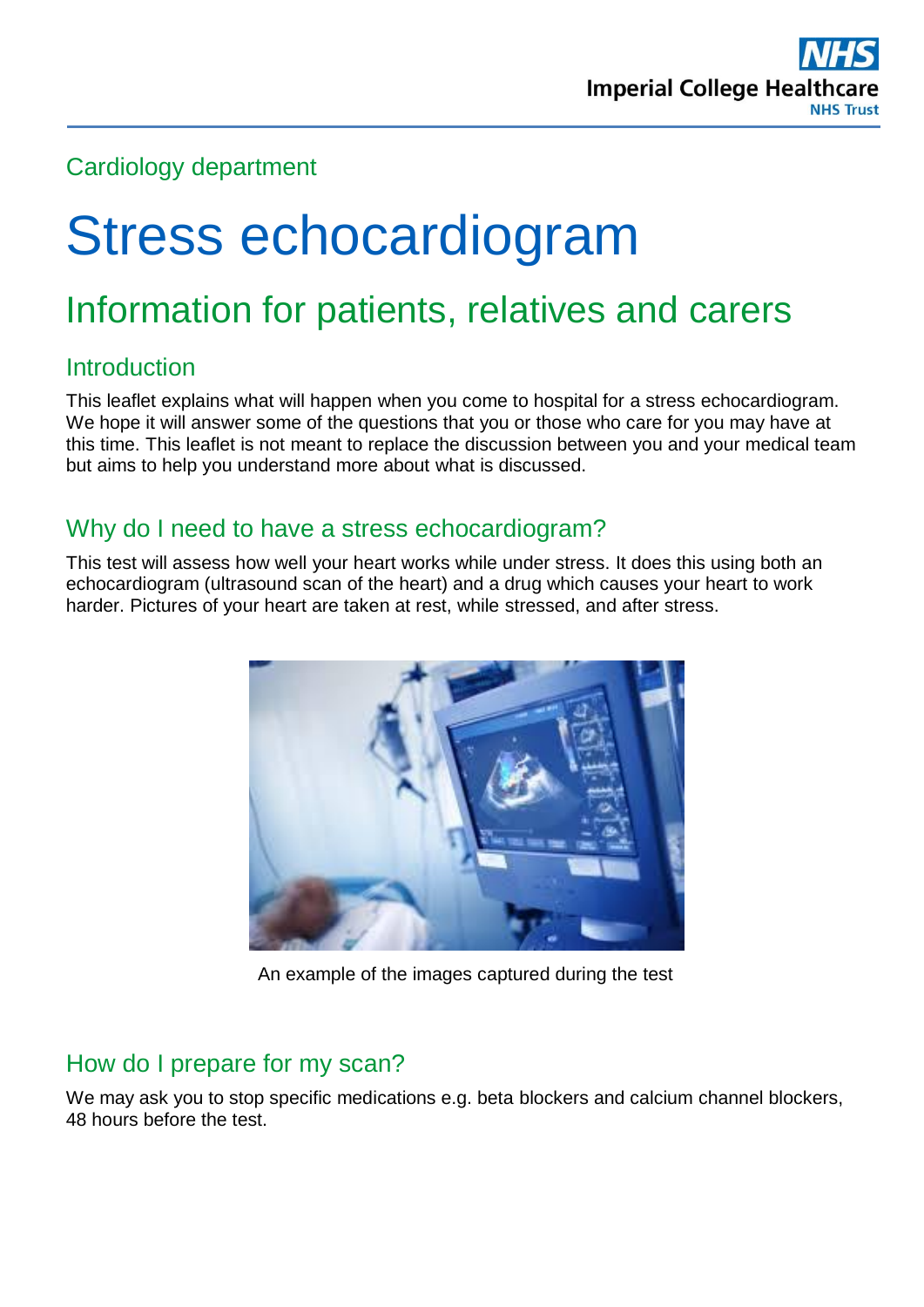Cardiology department

# Stress echocardiogram

## Information for patients, relatives and carers

### Introduction

This leaflet explains what will happen when you come to hospital for a stress echocardiogram. We hope it will answer some of the questions that you or those who care for you may have at this time. This leaflet is not meant to replace the discussion between you and your medical team but aims to help you understand more about what is discussed.

### Why do I need to have a stress echocardiogram?

This test will assess how well your heart works while under stress. It does this using both an echocardiogram (ultrasound scan of the heart) and a drug which causes your heart to work harder. Pictures of your heart are taken at rest, while stressed, and after stress.

An example of the images captured during the test

### How do I prepare for my scan?

We may ask you to stop specific medications e.g. beta blockers and calcium channel blockers, 48 hours before the test.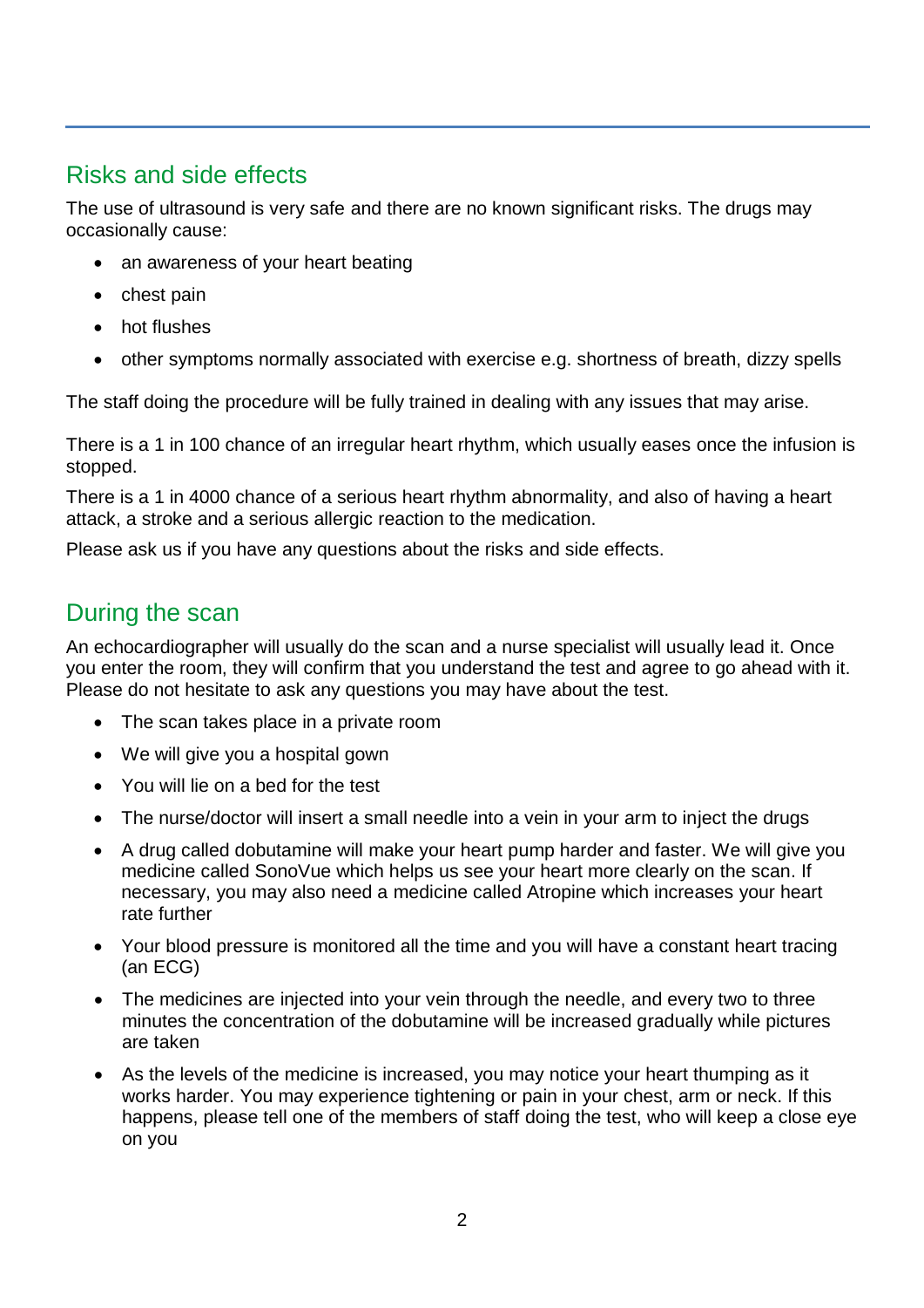## Risks and side effects

The use of ultrasound is very safe and there are no known significant risks. The drugs may occasionally cause:

- an awareness of your heart beating
- chest pain
- hot flushes
- other symptoms normally associated with exercise e.g. shortness of breath, dizzy spells

The staff doing the procedure will be fully trained in dealing with any issues that may arise.

There is a 1 in 100 chance of an irregular heart rhythm, which usually eases once the infusion is stopped.

There is a 1 in 4000 chance of a serious heart rhythm abnormality, and also of having a heart attack, a stroke and a serious allergic reaction to the medication.

Please ask us if you have any questions about the risks and side effects.

## During the scan

An echocardiographer will usually do the scan and a nurse specialist will usually lead it. Once you enter the room, they will confirm that you understand the test and agree to go ahead with it. Please do not hesitate to ask any questions you may have about the test.

- The scan takes place in a private room
- We will give you a hospital gown
- You will lie on a bed for the test
- The nurse/doctor will insert a small needle into a vein in your arm to inject the drugs
- A drug called dobutamine will make your heart pump harder and faster. We will give you medicine called SonoVue which helps us see your heart more clearly on the scan. If necessary, you may also need a medicine called Atropine which increases your heart rate further
- Your blood pressure is monitored all the time and you will have a constant heart tracing (an ECG)
- The medicines are injected into your vein through the needle, and every two to three minutes the concentration of the dobutamine will be increased gradually while pictures are taken
- As the levels of the medicine is increased, you may notice your heart thumping as it works harder. You may experience tightening or pain in your chest, arm or neck. If this happens, please tell one of the members of staff doing the test, who will keep a close eye on you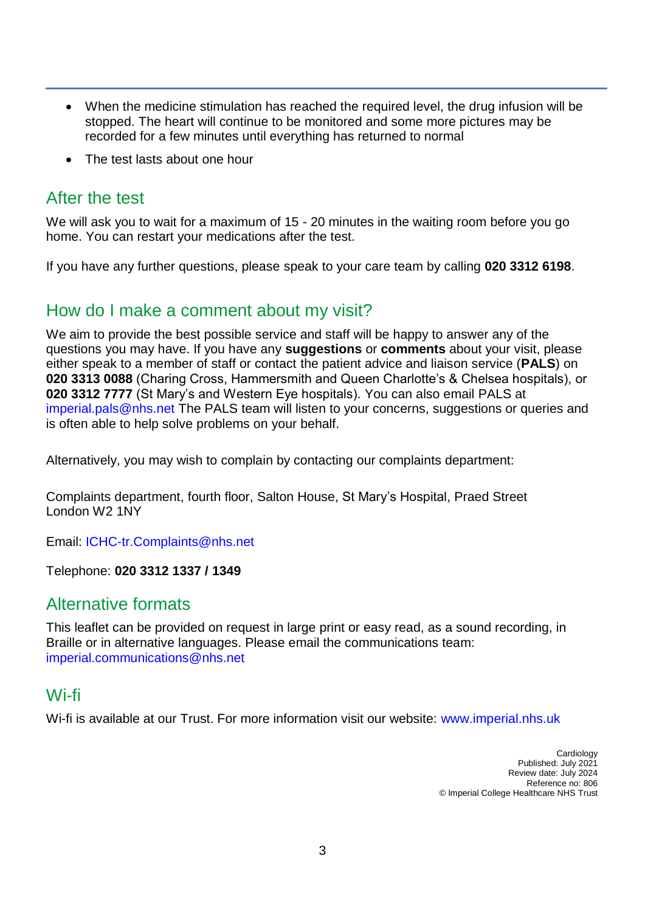- When the medicine stimulation has reached the required level, the drug infusion will be stopped. The heart will continue to be monitored and some more pictures may be recorded for a few minutes until everything has returned to normal
- The test lasts about one hour

## After the test

We will ask you to wait for a maximum of 15 - 20 minutes in the waiting room before you go home. You can restart your medications after the test.

If you have any further questions, please speak to your care team by calling **020 3312 6198**.

## How do I make a comment about my visit?

We aim to provide the best possible service and staff will be happy to answer any of the questions you may have. If you have any **suggestions** or **comments** about your visit, please either speak to a member of staff or contact the patient advice and liaison service (**PALS**) on **020 3313 0088** (Charing Cross, Hammersmith and Queen Charlotte's & Chelsea hospitals), or **020 3312 7777** (St Mary's and Western Eye hospitals). You can also email PALS at imperial.pals@nhs.net The PALS team will listen to your concerns, suggestions or queries and is often able to help solve problems on your behalf.

Alternatively, you may wish to complain by contacting our complaints department:

Complaints department, fourth floor, Salton House, St Mary's Hospital, Praed Street London W2 1NY

Email: ICHC-tr.Complaints@nhs.net

Telephone: **020 3312 1337 / 1349**

## Alternative formats

This leaflet can be provided on request in large print or easy read, as a sound recording, in Braille or in alternative languages. Please email the communications team: imperial.communications@nhs.net

## Wi-fi

Wi-fi is available at our Trust. For more information visit our website: www.imperial.nhs.uk

Cardiology
Published: July 2021
Review date: July 2024
Reference no: 806
© Imperial College Healthcare NHS Trust